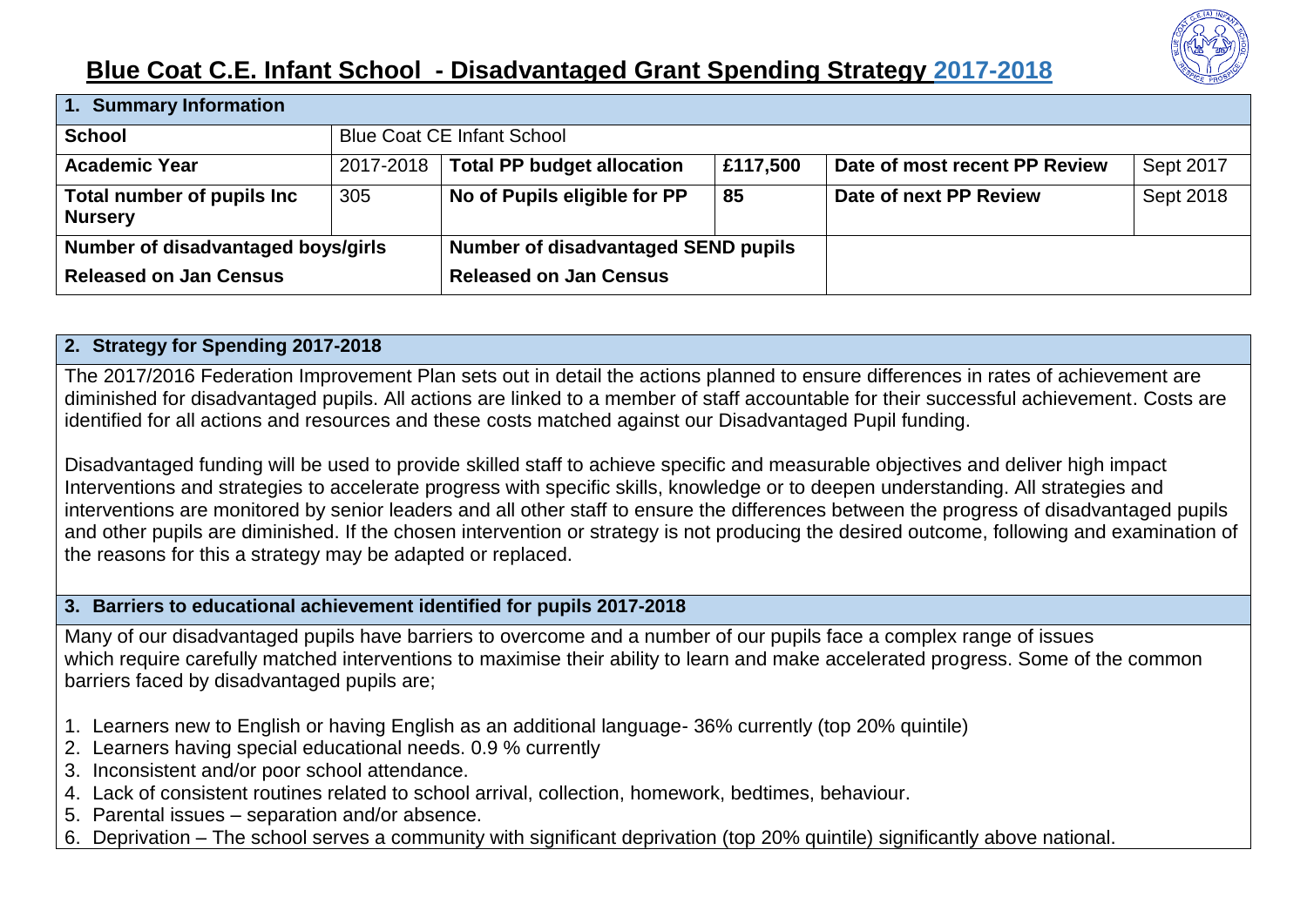# Blue Coat C.E. Infant School - Disadvantaged Grant Spending Strategy 2017-2018

| 1. Summary Information | | | | | |
|---|---|---|---|---|---|
| **School** | Blue Coat CE Infant School | | | | |
| **Academic Year** | 2017-2018 | **Total PP budget allocation** | **£117,500** | **Date of most recent PP Review** | Sept 2017 |
| **Total number of pupils Inc Nursery** | 305 | **No of Pupils eligible for PP** | **85** | **Date of next PP Review** | Sept 2018 |
| **Number of disadvantaged boys/girls Released on Jan Census** | | **Number of disadvantaged SEND pupils Released on Jan Census** | | | |

## 2. Strategy for Spending 2017-2018

The 2017/2016 Federation Improvement Plan sets out in detail the actions planned to ensure differences in rates of achievement are diminished for disadvantaged pupils. All actions are linked to a member of staff accountable for their successful achievement. Costs are identified for all actions and resources and these costs matched against our Disadvantaged Pupil funding.

Disadvantaged funding will be used to provide skilled staff to achieve specific and measurable objectives and deliver high impact Interventions and strategies to accelerate progress with specific skills, knowledge or to deepen understanding. All strategies and interventions are monitored by senior leaders and all other staff to ensure the differences between the progress of disadvantaged pupils and other pupils are diminished. If the chosen intervention or strategy is not producing the desired outcome, following and examination of the reasons for this a strategy may be adapted or replaced.

## 3. Barriers to educational achievement identified for pupils 2017-2018

Many of our disadvantaged pupils have barriers to overcome and a number of our pupils face a complex range of issues which require carefully matched interventions to maximise their ability to learn and make accelerated progress. Some of the common barriers faced by disadvantaged pupils are;

1. Learners new to English or having English as an additional language- 36% currently (top 20% quintile)
2. Learners having special educational needs. 0.9 % currently
3. Inconsistent and/or poor school attendance.
4. Lack of consistent routines related to school arrival, collection, homework, bedtimes, behaviour.
5. Parental issues – separation and/or absence.
6. Deprivation – The school serves a community with significant deprivation (top 20% quintile) significantly above national.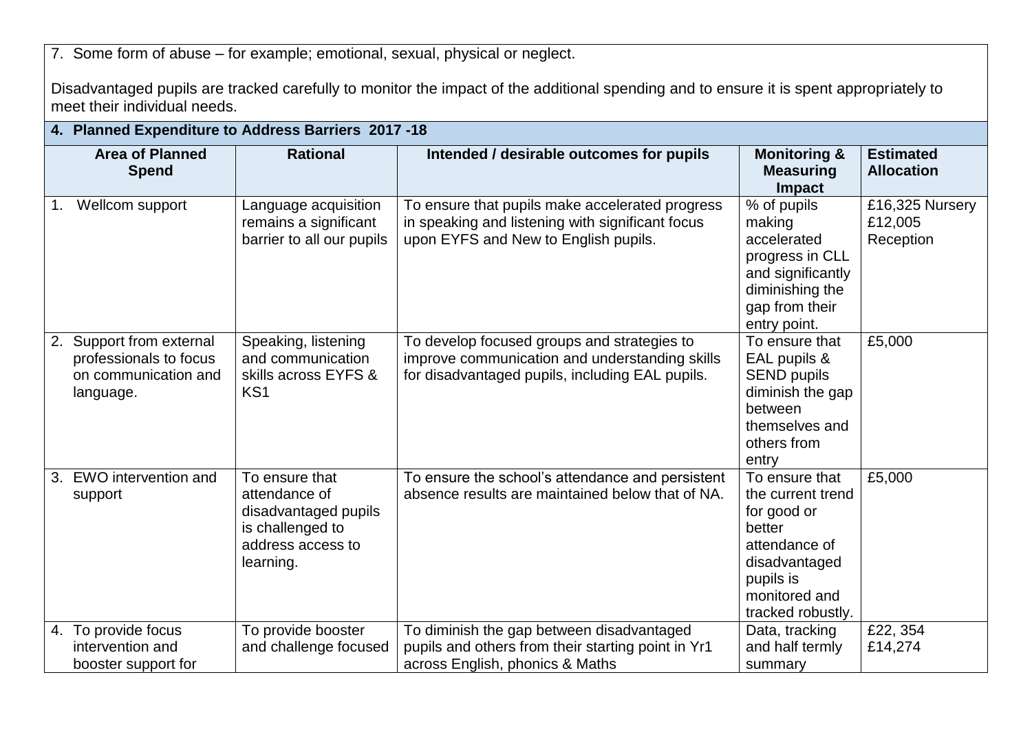7. Some form of abuse – for example; emotional, sexual, physical or neglect.

Disadvantaged pupils are tracked carefully to monitor the impact of the additional spending and to ensure it is spent appropriately to meet their individual needs.

## 4. Planned Expenditure to Address Barriers 2017 -18

| Area of Planned Spend | Rational | Intended / desirable outcomes for pupils | Monitoring & Measuring Impact | Estimated Allocation |
|---|---|---|---|---|
| 1. Wellcom support | Language acquisition remains a significant barrier to all our pupils | To ensure that pupils make accelerated progress in speaking and listening with significant focus upon EYFS and New to English pupils. | % of pupils making accelerated progress in CLL and significantly diminishing the gap from their entry point. | £16,325 Nursery £12,005 Reception |
| 2. Support from external professionals to focus on communication and language. | Speaking, listening and communication skills across EYFS & KS1 | To develop focused groups and strategies to improve communication and understanding skills for disadvantaged pupils, including EAL pupils. | To ensure that EAL pupils & SEND pupils diminish the gap between themselves and others from entry | £5,000 |
| 3. EWO intervention and support | To ensure that attendance of disadvantaged pupils is challenged to address access to learning. | To ensure the school's attendance and persistent absence results are maintained below that of NA. | To ensure that the current trend for good or better attendance of disadvantaged pupils is monitored and tracked robustly. | £5,000 |
| 4. To provide focus intervention and booster support for | To provide booster and challenge focused | To diminish the gap between disadvantaged pupils and others from their starting point in Yr1 across English, phonics & Maths | Data, tracking and half termly summary | £22, 354 £14,274 |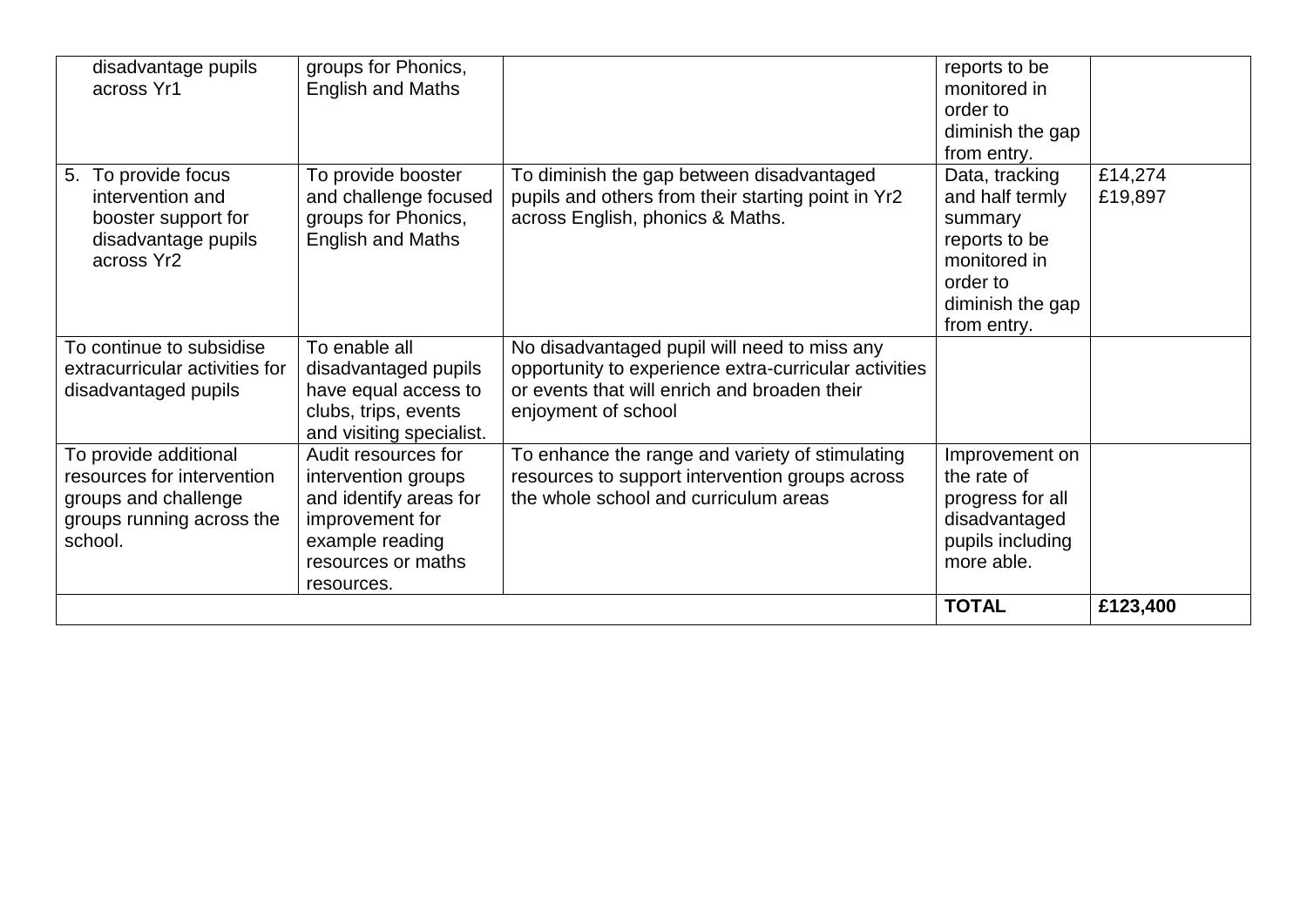| | | | | |
|---|---|---|---|---|
| disadvantage pupils across Yr1 | groups for Phonics, English and Maths | | reports to be monitored in order to diminish the gap from entry. | |
| 5. To provide focus intervention and booster support for disadvantage pupils across Yr2 | To provide booster and challenge focused groups for Phonics, English and Maths | To diminish the gap between disadvantaged pupils and others from their starting point in Yr2 across English, phonics & Maths. | Data, tracking and half termly summary reports to be monitored in order to diminish the gap from entry. | £14,274<br>£19,897 |
| To continue to subsidise extracurricular activities for disadvantaged pupils | To enable all disadvantaged pupils have equal access to clubs, trips, events and visiting specialist. | No disadvantaged pupil will need to miss any opportunity to experience extra-curricular activities or events that will enrich and broaden their enjoyment of school | | |
| To provide additional resources for intervention groups and challenge groups running across the school. | Audit resources for intervention groups and identify areas for improvement for example reading resources or maths resources. | To enhance the range and variety of stimulating resources to support intervention groups across the whole school and curriculum areas | Improvement on the rate of progress for all disadvantaged pupils including more able. | |
| | | | **TOTAL** | **£123,400** |